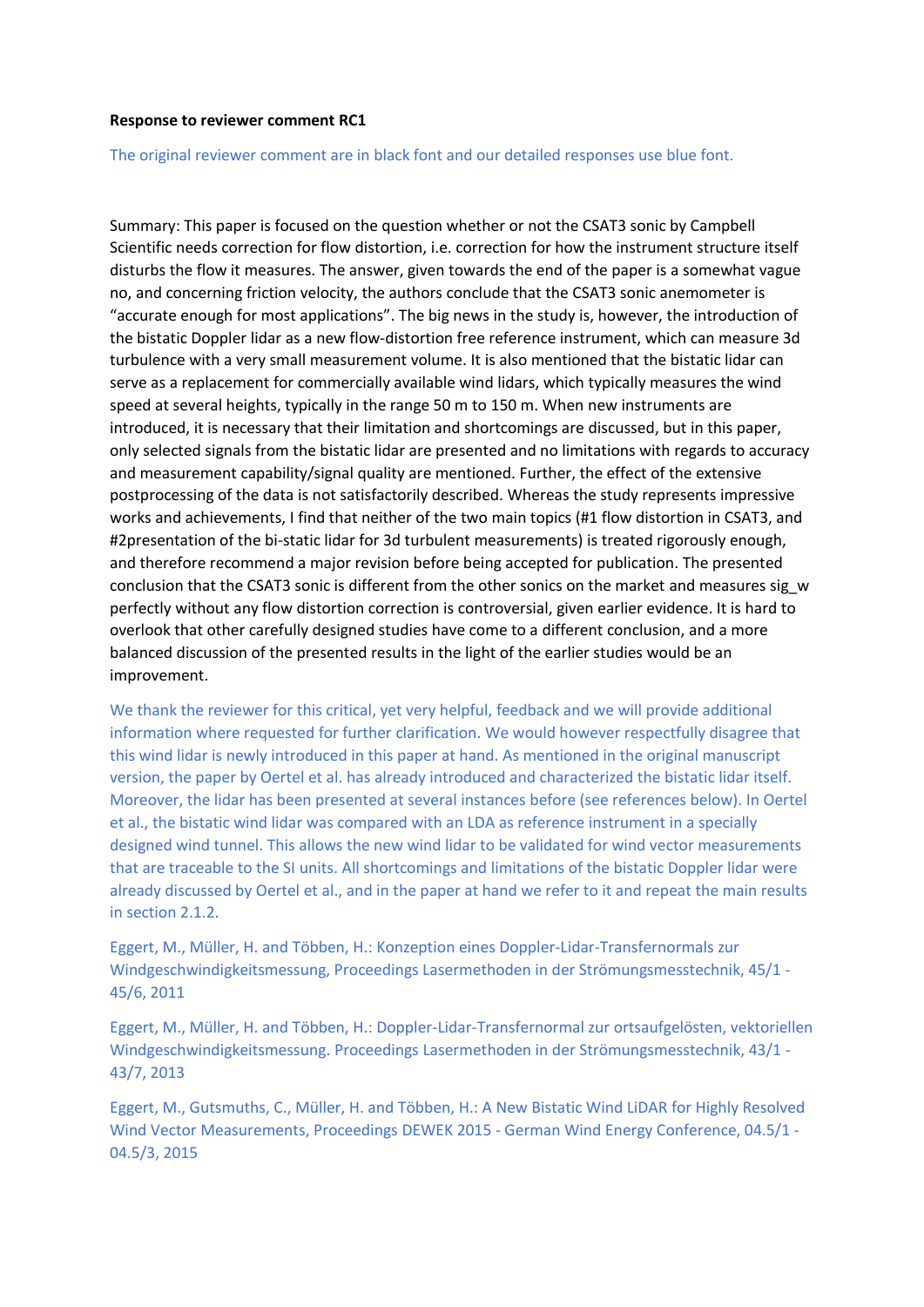**Response to reviewer comment RC1**

The original reviewer comment are in black font and our detailed responses use blue font.

Summary: This paper is focused on the question whether or not the CSAT3 sonic by Campbell Scientific needs correction for flow distortion, i.e. correction for how the instrument structure itself disturbs the flow it measures. The answer, given towards the end of the paper is a somewhat vague no, and concerning friction velocity, the authors conclude that the CSAT3 sonic anemometer is "accurate enough for most applications". The big news in the study is, however, the introduction of the bistatic Doppler lidar as a new flow-distortion free reference instrument, which can measure 3d turbulence with a very small measurement volume. It is also mentioned that the bistatic lidar can serve as a replacement for commercially available wind lidars, which typically measures the wind speed at several heights, typically in the range 50 m to 150 m. When new instruments are introduced, it is necessary that their limitation and shortcomings are discussed, but in this paper, only selected signals from the bistatic lidar are presented and no limitations with regards to accuracy and measurement capability/signal quality are mentioned. Further, the effect of the extensive postprocessing of the data is not satisfactorily described. Whereas the study represents impressive works and achievements, I find that neither of the two main topics (#1 flow distortion in CSAT3, and #2presentation of the bi-static lidar for 3d turbulent measurements) is treated rigorously enough, and therefore recommend a major revision before being accepted for publication. The presented conclusion that the CSAT3 sonic is different from the other sonics on the market and measures sig_w perfectly without any flow distortion correction is controversial, given earlier evidence. It is hard to overlook that other carefully designed studies have come to a different conclusion, and a more balanced discussion of the presented results in the light of the earlier studies would be an improvement.

We thank the reviewer for this critical, yet very helpful, feedback and we will provide additional information where requested for further clarification. We would however respectfully disagree that this wind lidar is newly introduced in this paper at hand. As mentioned in the original manuscript version, the paper by Oertel et al. has already introduced and characterized the bistatic lidar itself. Moreover, the lidar has been presented at several instances before (see references below). In Oertel et al., the bistatic wind lidar was compared with an LDA as reference instrument in a specially designed wind tunnel. This allows the new wind lidar to be validated for wind vector measurements that are traceable to the SI units. All shortcomings and limitations of the bistatic Doppler lidar were already discussed by Oertel et al., and in the paper at hand we refer to it and repeat the main results in section 2.1.2.

Eggert, M., Müller, H. and Többen, H.: Konzeption eines Doppler-Lidar-Transfernormals zur Windgeschwindigkeitsmessung, Proceedings Lasermethoden in der Strömungsmesstechnik, 45/1 - 45/6, 2011

Eggert, M., Müller, H. and Többen, H.: Doppler-Lidar-Transfernormal zur ortsaufgelösten, vektoriellen Windgeschwindigkeitsmessung. Proceedings Lasermethoden in der Strömungsmesstechnik, 43/1 - 43/7, 2013

Eggert, M., Gutsmuths, C., Müller, H. and Többen, H.: A New Bistatic Wind LiDAR for Highly Resolved Wind Vector Measurements, Proceedings DEWEK 2015 - German Wind Energy Conference, 04.5/1 - 04.5/3, 2015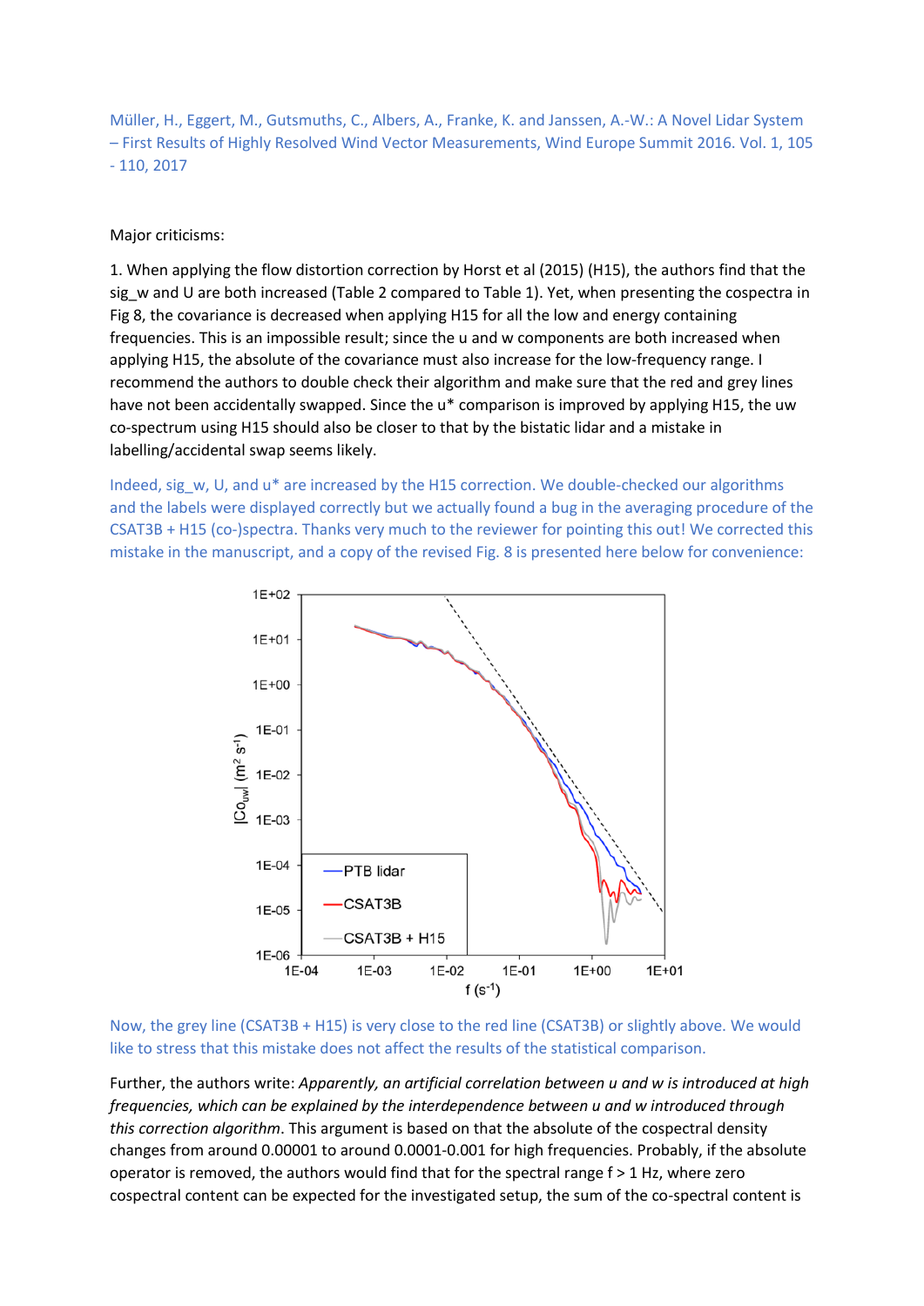Müller, H., Eggert, M., Gutsmuths, C., Albers, A., Franke, K. and Janssen, A.-W.: A Novel Lidar System – First Results of Highly Resolved Wind Vector Measurements, Wind Europe Summit 2016. Vol. 1, 105 - 110, 2017

Major criticisms:

1. When applying the flow distortion correction by Horst et al (2015) (H15), the authors find that the sig_w and U are both increased (Table 2 compared to Table 1). Yet, when presenting the cospectra in Fig 8, the covariance is decreased when applying H15 for all the low and energy containing frequencies. This is an impossible result; since the u and w components are both increased when applying H15, the absolute of the covariance must also increase for the low-frequency range. I recommend the authors to double check their algorithm and make sure that the red and grey lines have not been accidentally swapped. Since the u* comparison is improved by applying H15, the uw co-spectrum using H15 should also be closer to that by the bistatic lidar and a mistake in labelling/accidental swap seems likely.

Indeed, sig_w, U, and u* are increased by the H15 correction. We double-checked our algorithms and the labels were displayed correctly but we actually found a bug in the averaging procedure of the CSAT3B + H15 (co-)spectra. Thanks very much to the reviewer for pointing this out! We corrected this mistake in the manuscript, and a copy of the revised Fig. 8 is presented here below for convenience:

Now, the grey line (CSAT3B + H15) is very close to the red line (CSAT3B) or slightly above. We would like to stress that this mistake does not affect the results of the statistical comparison.

Further, the authors write: *Apparently, an artificial correlation between u and w is introduced at high frequencies, which can be explained by the interdependence between u and w introduced through this correction algorithm*. This argument is based on that the absolute of the cospectral density changes from around 0.00001 to around 0.0001-0.001 for high frequencies. Probably, if the absolute operator is removed, the authors would find that for the spectral range f > 1 Hz, where zero cospectral content can be expected for the investigated setup, the sum of the co-spectral content is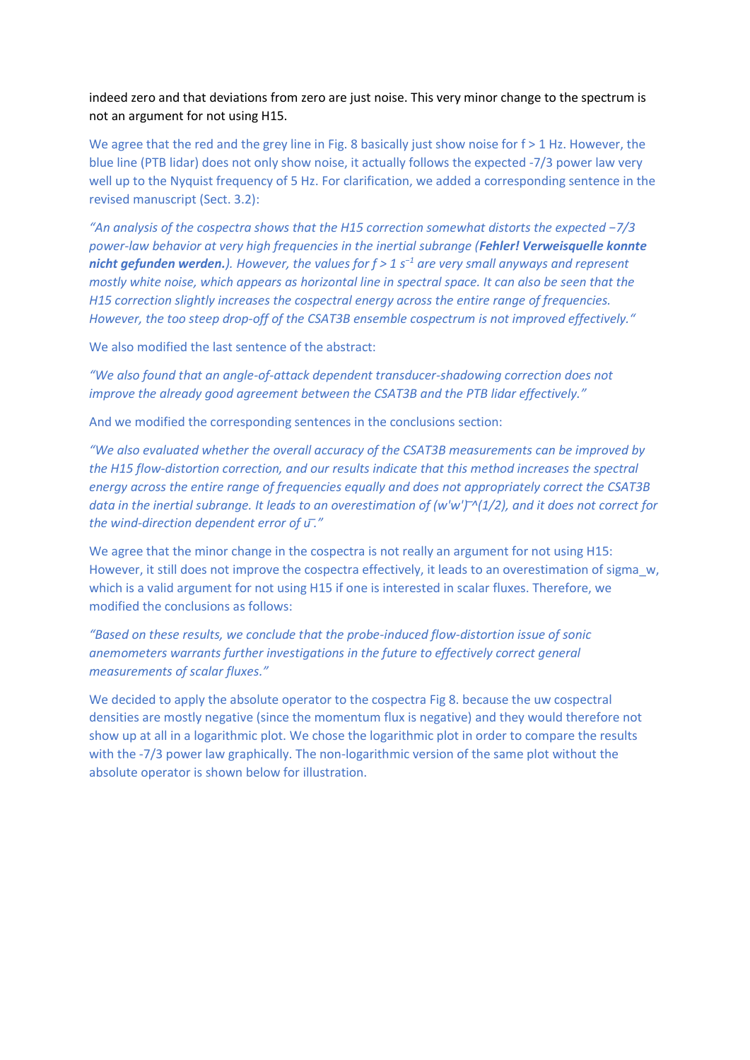indeed zero and that deviations from zero are just noise. This very minor change to the spectrum is not an argument for not using H15.

We agree that the red and the grey line in Fig. 8 basically just show noise for f > 1 Hz. However, the blue line (PTB lidar) does not only show noise, it actually follows the expected -7/3 power law very well up to the Nyquist frequency of 5 Hz. For clarification, we added a corresponding sentence in the revised manuscript (Sect. 3.2):

*"An analysis of the cospectra shows that the H15 correction somewhat distorts the expected −7/3 power-law behavior at very high frequencies in the inertial subrange (**Fehler! Verweisquelle konnte nicht gefunden werden.**). However, the values for $f > 1\ s^{-1}$ are very small anyways and represent mostly white noise, which appears as horizontal line in spectral space. It can also be seen that the H15 correction slightly increases the cospectral energy across the entire range of frequencies. However, the too steep drop-off of the CSAT3B ensemble cospectrum is not improved effectively."*

We also modified the last sentence of the abstract:

*"We also found that an angle-of-attack dependent transducer-shadowing correction does not improve the already good agreement between the CSAT3B and the PTB lidar effectively."*

And we modified the corresponding sentences in the conclusions section:

*"We also evaluated whether the overall accuracy of the CSAT3B measurements can be improved by the H15 flow-distortion correction, and our results indicate that this method increases the spectral energy across the entire range of frequencies equally and does not appropriately correct the CSAT3B data in the inertial subrange. It leads to an overestimation of $(\overline{w'w'})^{(1/2)}$, and it does not correct for the wind-direction dependent error of $\bar{u}$."*

We agree that the minor change in the cospectra is not really an argument for not using H15: However, it still does not improve the cospectra effectively, it leads to an overestimation of sigma_w, which is a valid argument for not using H15 if one is interested in scalar fluxes. Therefore, we modified the conclusions as follows:

*"Based on these results, we conclude that the probe-induced flow-distortion issue of sonic anemometers warrants further investigations in the future to effectively correct general measurements of scalar fluxes."*

We decided to apply the absolute operator to the cospectra Fig 8. because the uw cospectral densities are mostly negative (since the momentum flux is negative) and they would therefore not show up at all in a logarithmic plot. We chose the logarithmic plot in order to compare the results with the -7/3 power law graphically. The non-logarithmic version of the same plot without the absolute operator is shown below for illustration.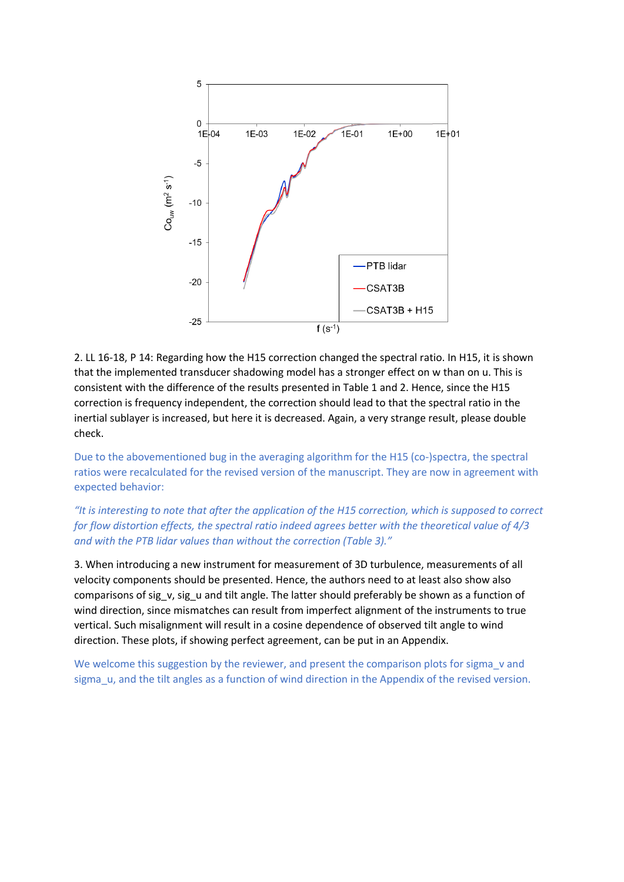2. LL 16-18, P 14: Regarding how the H15 correction changed the spectral ratio. In H15, it is shown that the implemented transducer shadowing model has a stronger effect on w than on u. This is consistent with the difference of the results presented in Table 1 and 2. Hence, since the H15 correction is frequency independent, the correction should lead to that the spectral ratio in the inertial sublayer is increased, but here it is decreased. Again, a very strange result, please double check.

Due to the abovementioned bug in the averaging algorithm for the H15 (co-)spectra, the spectral ratios were recalculated for the revised version of the manuscript. They are now in agreement with expected behavior:

*"It is interesting to note that after the application of the H15 correction, which is supposed to correct for flow distortion effects, the spectral ratio indeed agrees better with the theoretical value of 4/3 and with the PTB lidar values than without the correction (Table 3)."*

3. When introducing a new instrument for measurement of 3D turbulence, measurements of all velocity components should be presented. Hence, the authors need to at least also show also comparisons of sig_v, sig_u and tilt angle. The latter should preferably be shown as a function of wind direction, since mismatches can result from imperfect alignment of the instruments to true vertical. Such misalignment will result in a cosine dependence of observed tilt angle to wind direction. These plots, if showing perfect agreement, can be put in an Appendix.

We welcome this suggestion by the reviewer, and present the comparison plots for sigma_v and sigma_u, and the tilt angles as a function of wind direction in the Appendix of the revised version.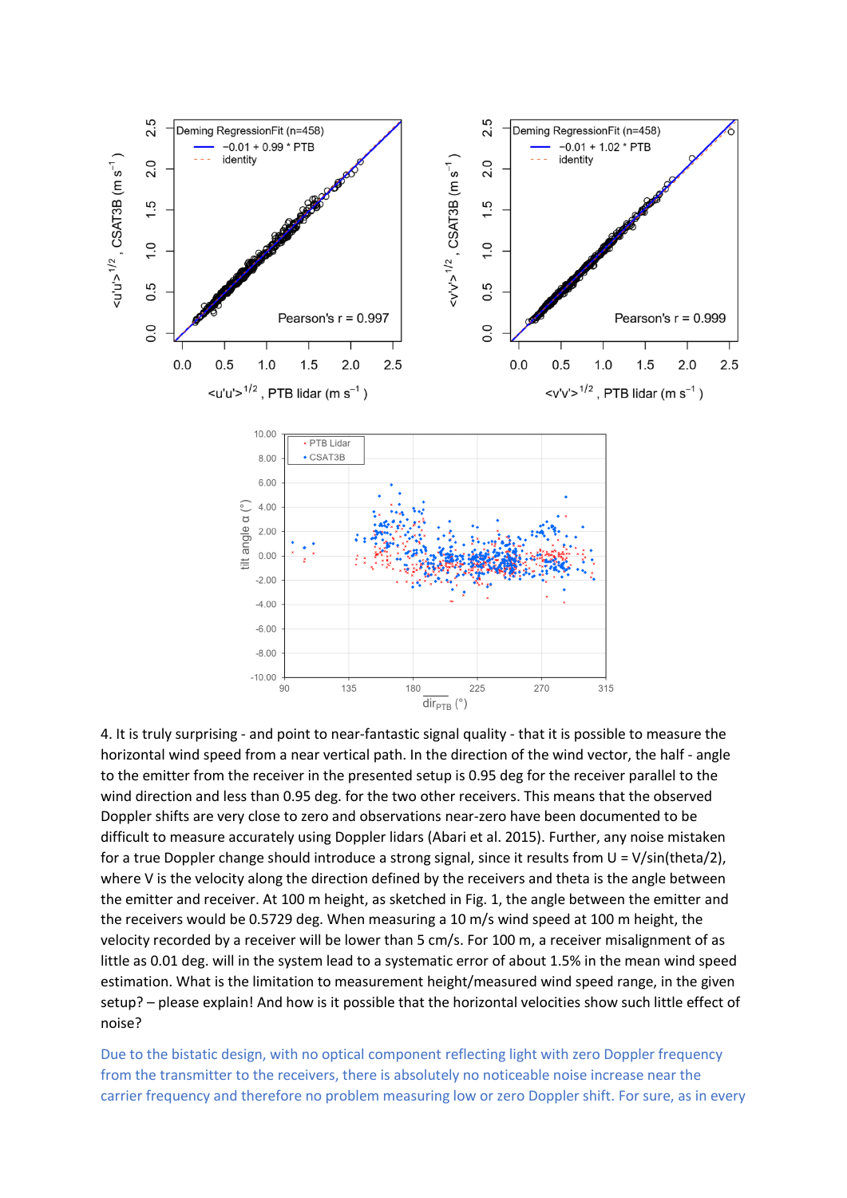4. It is truly surprising - and point to near-fantastic signal quality - that it is possible to measure the horizontal wind speed from a near vertical path. In the direction of the wind vector, the half - angle to the emitter from the receiver in the presented setup is 0.95 deg for the receiver parallel to the wind direction and less than 0.95 deg. for the two other receivers. This means that the observed Doppler shifts are very close to zero and observations near-zero have been documented to be difficult to measure accurately using Doppler lidars (Abari et al. 2015). Further, any noise mistaken for a true Doppler change should introduce a strong signal, since it results from U = V/sin(theta/2), where V is the velocity along the direction defined by the receivers and theta is the angle between the emitter and receiver. At 100 m height, as sketched in Fig. 1, the angle between the emitter and the receivers would be 0.5729 deg. When measuring a 10 m/s wind speed at 100 m height, the velocity recorded by a receiver will be lower than 5 cm/s. For 100 m, a receiver misalignment of as little as 0.01 deg. will in the system lead to a systematic error of about 1.5% in the mean wind speed estimation. What is the limitation to measurement height/measured wind speed range, in the given setup? – please explain! And how is it possible that the horizontal velocities show such little effect of noise?

Due to the bistatic design, with no optical component reflecting light with zero Doppler frequency from the transmitter to the receivers, there is absolutely no noticeable noise increase near the carrier frequency and therefore no problem measuring low or zero Doppler shift. For sure, as in every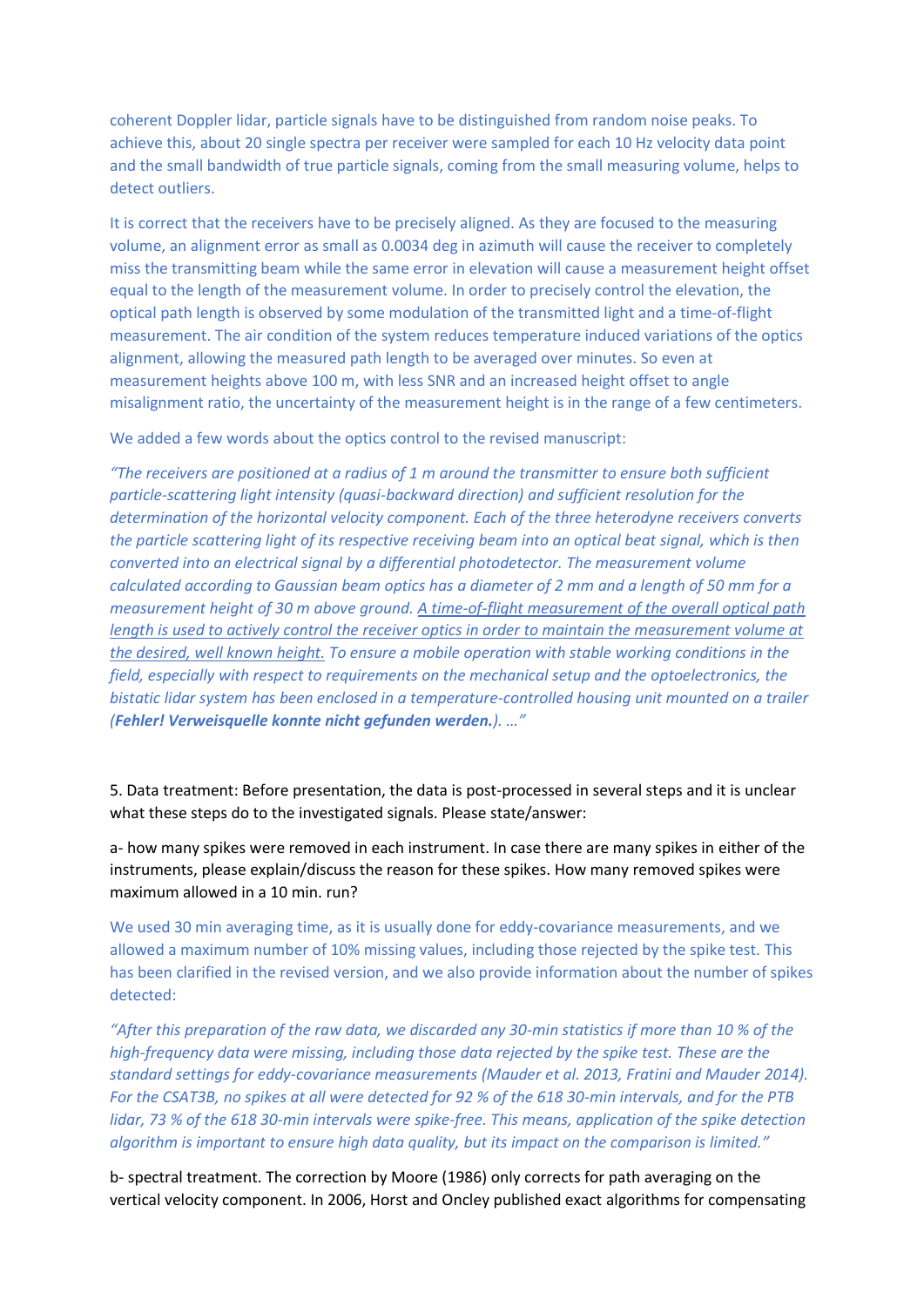coherent Doppler lidar, particle signals have to be distinguished from random noise peaks. To achieve this, about 20 single spectra per receiver were sampled for each 10 Hz velocity data point and the small bandwidth of true particle signals, coming from the small measuring volume, helps to detect outliers.

It is correct that the receivers have to be precisely aligned. As they are focused to the measuring volume, an alignment error as small as 0.0034 deg in azimuth will cause the receiver to completely miss the transmitting beam while the same error in elevation will cause a measurement height offset equal to the length of the measurement volume. In order to precisely control the elevation, the optical path length is observed by some modulation of the transmitted light and a time-of-flight measurement. The air condition of the system reduces temperature induced variations of the optics alignment, allowing the measured path length to be averaged over minutes. So even at measurement heights above 100 m, with less SNR and an increased height offset to angle misalignment ratio, the uncertainty of the measurement height is in the range of a few centimeters.

We added a few words about the optics control to the revised manuscript:

*"The receivers are positioned at a radius of 1 m around the transmitter to ensure both sufficient particle-scattering light intensity (quasi-backward direction) and sufficient resolution for the determination of the horizontal velocity component. Each of the three heterodyne receivers converts the particle scattering light of its respective receiving beam into an optical beat signal, which is then converted into an electrical signal by a differential photodetector. The measurement volume calculated according to Gaussian beam optics has a diameter of 2 mm and a length of 50 mm for a measurement height of 30 m above ground. A time-of-flight measurement of the overall optical path length is used to actively control the receiver optics in order to maintain the measurement volume at the desired, well known height. To ensure a mobile operation with stable working conditions in the field, especially with respect to requirements on the mechanical setup and the optoelectronics, the bistatic lidar system has been enclosed in a temperature-controlled housing unit mounted on a trailer (**Fehler! Verweisquelle konnte nicht gefunden werden.**). …"*

5. Data treatment: Before presentation, the data is post-processed in several steps and it is unclear what these steps do to the investigated signals. Please state/answer:

a- how many spikes were removed in each instrument. In case there are many spikes in either of the instruments, please explain/discuss the reason for these spikes. How many removed spikes were maximum allowed in a 10 min. run?

We used 30 min averaging time, as it is usually done for eddy-covariance measurements, and we allowed a maximum number of 10% missing values, including those rejected by the spike test. This has been clarified in the revised version, and we also provide information about the number of spikes detected:

*"After this preparation of the raw data, we discarded any 30-min statistics if more than 10 % of the high-frequency data were missing, including those data rejected by the spike test. These are the standard settings for eddy-covariance measurements (Mauder et al. 2013, Fratini and Mauder 2014). For the CSAT3B, no spikes at all were detected for 92 % of the 618 30-min intervals, and for the PTB lidar, 73 % of the 618 30-min intervals were spike-free. This means, application of the spike detection algorithm is important to ensure high data quality, but its impact on the comparison is limited."*

b- spectral treatment. The correction by Moore (1986) only corrects for path averaging on the vertical velocity component. In 2006, Horst and Oncley published exact algorithms for compensating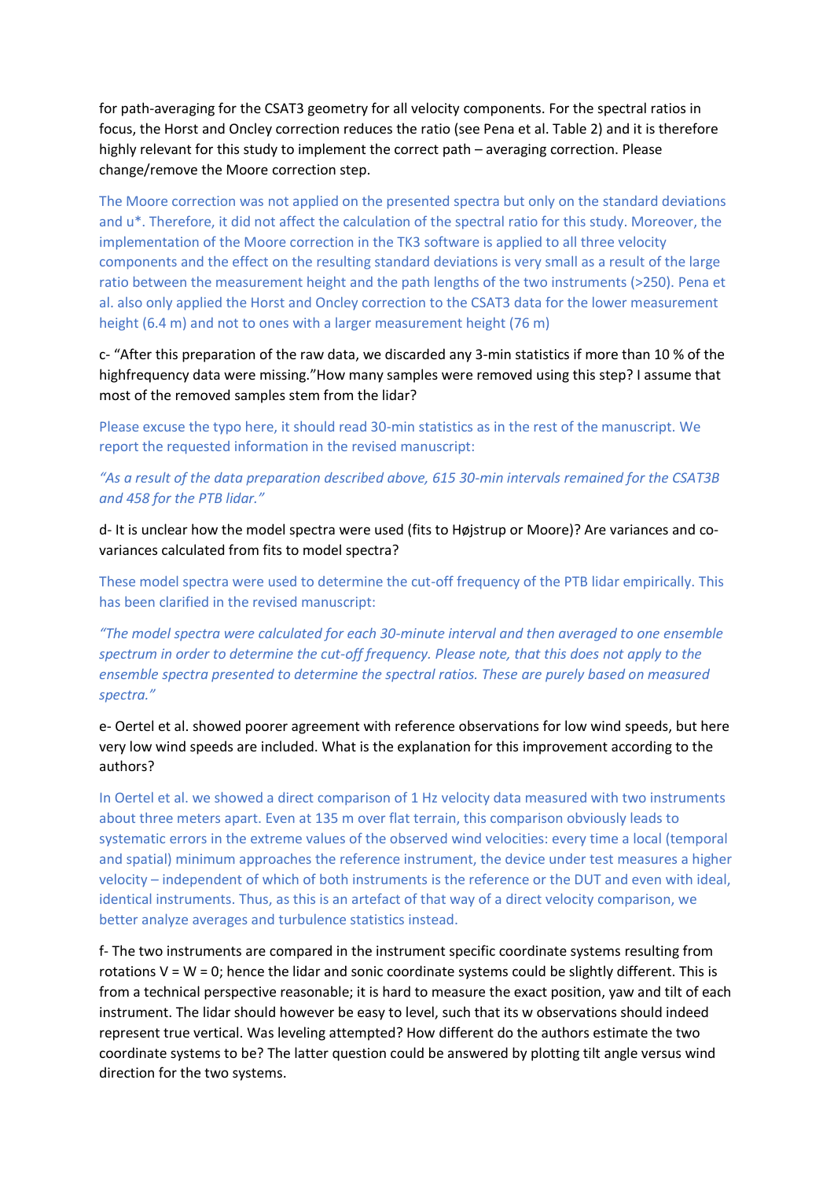for path-averaging for the CSAT3 geometry for all velocity components. For the spectral ratios in focus, the Horst and Oncley correction reduces the ratio (see Pena et al. Table 2) and it is therefore highly relevant for this study to implement the correct path – averaging correction. Please change/remove the Moore correction step.

The Moore correction was not applied on the presented spectra but only on the standard deviations and u*. Therefore, it did not affect the calculation of the spectral ratio for this study. Moreover, the implementation of the Moore correction in the TK3 software is applied to all three velocity components and the effect on the resulting standard deviations is very small as a result of the large ratio between the measurement height and the path lengths of the two instruments (>250). Pena et al. also only applied the Horst and Oncley correction to the CSAT3 data for the lower measurement height (6.4 m) and not to ones with a larger measurement height (76 m)

c- "After this preparation of the raw data, we discarded any 3-min statistics if more than 10 % of the highfrequency data were missing."How many samples were removed using this step? I assume that most of the removed samples stem from the lidar?

Please excuse the typo here, it should read 30-min statistics as in the rest of the manuscript. We report the requested information in the revised manuscript:

*"As a result of the data preparation described above, 615 30-min intervals remained for the CSAT3B and 458 for the PTB lidar."*

d- It is unclear how the model spectra were used (fits to Højstrup or Moore)? Are variances and co-variances calculated from fits to model spectra?

These model spectra were used to determine the cut-off frequency of the PTB lidar empirically. This has been clarified in the revised manuscript:

*"The model spectra were calculated for each 30-minute interval and then averaged to one ensemble spectrum in order to determine the cut-off frequency. Please note, that this does not apply to the ensemble spectra presented to determine the spectral ratios. These are purely based on measured spectra."*

e- Oertel et al. showed poorer agreement with reference observations for low wind speeds, but here very low wind speeds are included. What is the explanation for this improvement according to the authors?

In Oertel et al. we showed a direct comparison of 1 Hz velocity data measured with two instruments about three meters apart. Even at 135 m over flat terrain, this comparison obviously leads to systematic errors in the extreme values of the observed wind velocities: every time a local (temporal and spatial) minimum approaches the reference instrument, the device under test measures a higher velocity – independent of which of both instruments is the reference or the DUT and even with ideal, identical instruments. Thus, as this is an artefact of that way of a direct velocity comparison, we better analyze averages and turbulence statistics instead.

f- The two instruments are compared in the instrument specific coordinate systems resulting from rotations V = W = 0; hence the lidar and sonic coordinate systems could be slightly different. This is from a technical perspective reasonable; it is hard to measure the exact position, yaw and tilt of each instrument. The lidar should however be easy to level, such that its w observations should indeed represent true vertical. Was leveling attempted? How different do the authors estimate the two coordinate systems to be? The latter question could be answered by plotting tilt angle versus wind direction for the two systems.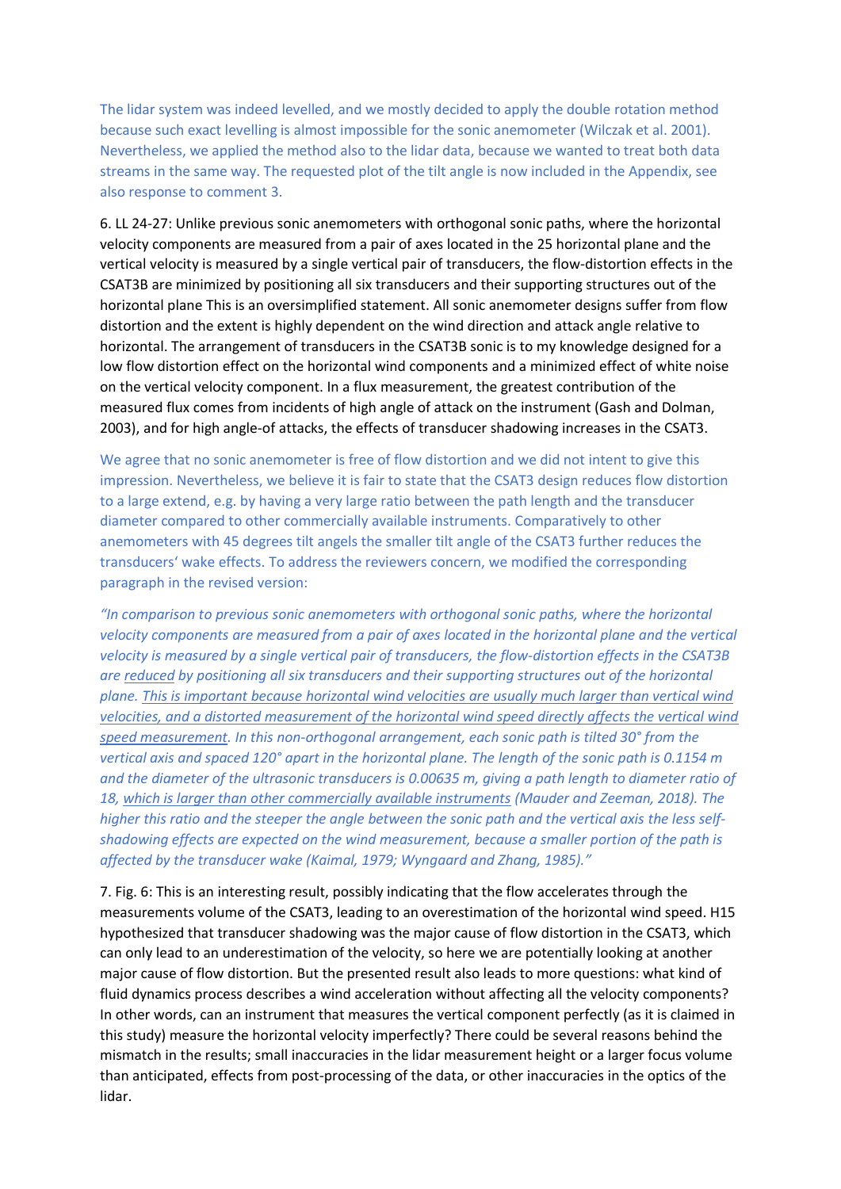The lidar system was indeed levelled, and we mostly decided to apply the double rotation method because such exact levelling is almost impossible for the sonic anemometer (Wilczak et al. 2001). Nevertheless, we applied the method also to the lidar data, because we wanted to treat both data streams in the same way. The requested plot of the tilt angle is now included in the Appendix, see also response to comment 3.

6. LL 24-27: Unlike previous sonic anemometers with orthogonal sonic paths, where the horizontal velocity components are measured from a pair of axes located in the 25 horizontal plane and the vertical velocity is measured by a single vertical pair of transducers, the flow-distortion effects in the CSAT3B are minimized by positioning all six transducers and their supporting structures out of the horizontal plane This is an oversimplified statement. All sonic anemometer designs suffer from flow distortion and the extent is highly dependent on the wind direction and attack angle relative to horizontal. The arrangement of transducers in the CSAT3B sonic is to my knowledge designed for a low flow distortion effect on the horizontal wind components and a minimized effect of white noise on the vertical velocity component. In a flux measurement, the greatest contribution of the measured flux comes from incidents of high angle of attack on the instrument (Gash and Dolman, 2003), and for high angle-of attacks, the effects of transducer shadowing increases in the CSAT3.

We agree that no sonic anemometer is free of flow distortion and we did not intent to give this impression. Nevertheless, we believe it is fair to state that the CSAT3 design reduces flow distortion to a large extend, e.g. by having a very large ratio between the path length and the transducer diameter compared to other commercially available instruments. Comparatively to other anemometers with 45 degrees tilt angels the smaller tilt angle of the CSAT3 further reduces the transducers' wake effects. To address the reviewers concern, we modified the corresponding paragraph in the revised version:

*"In comparison to previous sonic anemometers with orthogonal sonic paths, where the horizontal velocity components are measured from a pair of axes located in the horizontal plane and the vertical velocity is measured by a single vertical pair of transducers, the flow-distortion effects in the CSAT3B are <u>reduced</u> by positioning all six transducers and their supporting structures out of the horizontal plane. <u>This is important because horizontal wind velocities are usually much larger than vertical wind velocities, and a distorted measurement of the horizontal wind speed directly affects the vertical wind speed measurement</u>. In this non-orthogonal arrangement, each sonic path is tilted 30° from the vertical axis and spaced 120° apart in the horizontal plane. The length of the sonic path is 0.1154 m and the diameter of the ultrasonic transducers is 0.00635 m, giving a path length to diameter ratio of 18, <u>which is larger than other commercially available instruments</u> (Mauder and Zeeman, 2018). The higher this ratio and the steeper the angle between the sonic path and the vertical axis the less self-shadowing effects are expected on the wind measurement, because a smaller portion of the path is affected by the transducer wake (Kaimal, 1979; Wyngaard and Zhang, 1985)."*

7. Fig. 6: This is an interesting result, possibly indicating that the flow accelerates through the measurements volume of the CSAT3, leading to an overestimation of the horizontal wind speed. H15 hypothesized that transducer shadowing was the major cause of flow distortion in the CSAT3, which can only lead to an underestimation of the velocity, so here we are potentially looking at another major cause of flow distortion. But the presented result also leads to more questions: what kind of fluid dynamics process describes a wind acceleration without affecting all the velocity components? In other words, can an instrument that measures the vertical component perfectly (as it is claimed in this study) measure the horizontal velocity imperfectly? There could be several reasons behind the mismatch in the results; small inaccuracies in the lidar measurement height or a larger focus volume than anticipated, effects from post-processing of the data, or other inaccuracies in the optics of the lidar.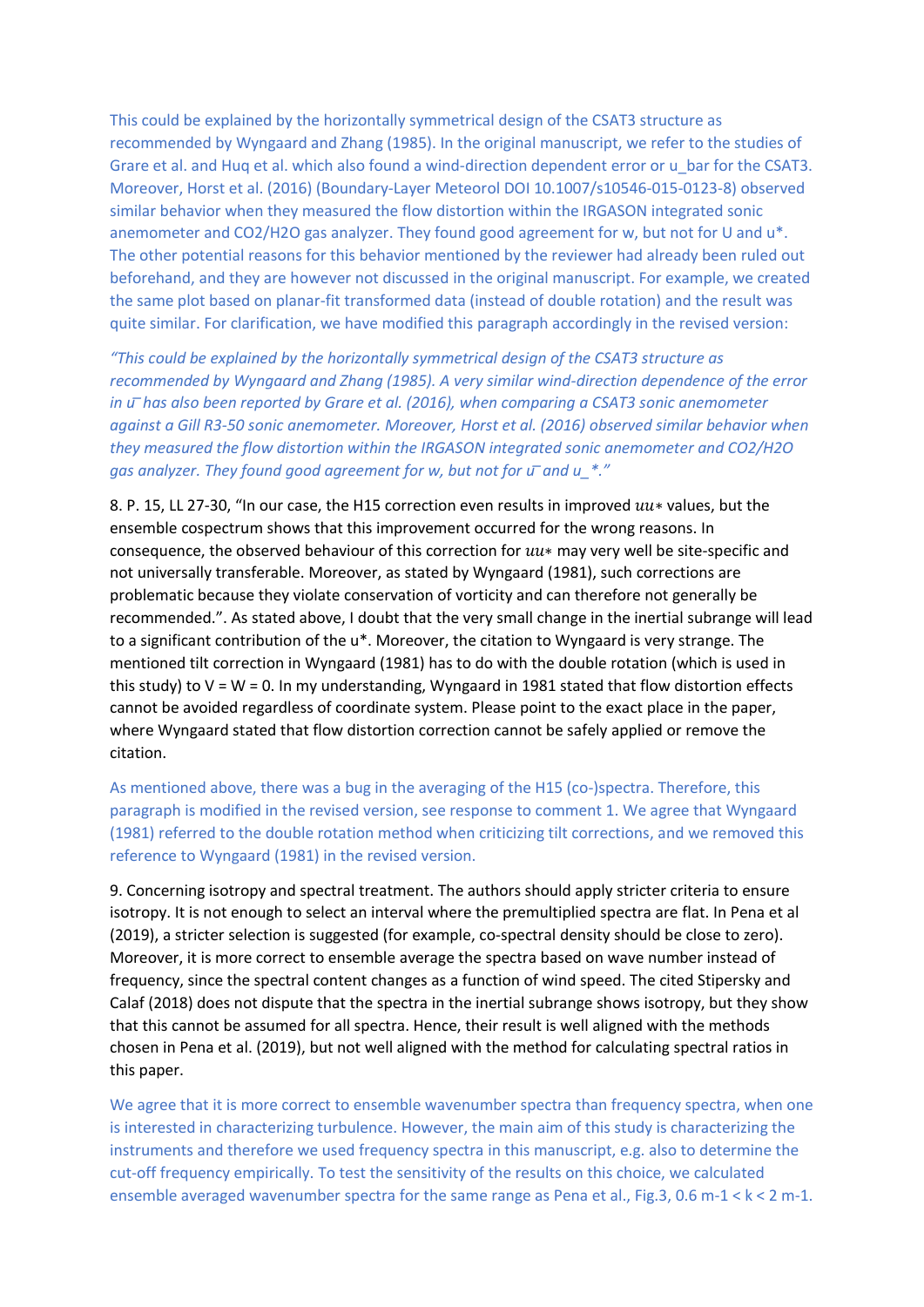This could be explained by the horizontally symmetrical design of the CSAT3 structure as recommended by Wyngaard and Zhang (1985). In the original manuscript, we refer to the studies of Grare et al. and Huq et al. which also found a wind-direction dependent error or u_bar for the CSAT3. Moreover, Horst et al. (2016) (Boundary-Layer Meteorol DOI 10.1007/s10546-015-0123-8) observed similar behavior when they measured the flow distortion within the IRGASON integrated sonic anemometer and CO2/H2O gas analyzer. They found good agreement for w, but not for U and u*. The other potential reasons for this behavior mentioned by the reviewer had already been ruled out beforehand, and they are however not discussed in the original manuscript. For example, we created the same plot based on planar-fit transformed data (instead of double rotation) and the result was quite similar. For clarification, we have modified this paragraph accordingly in the revised version:

*"This could be explained by the horizontally symmetrical design of the CSAT3 structure as recommended by Wyngaard and Zhang (1985). A very similar wind-direction dependence of the error in $\bar{u}$ has also been reported by Grare et al. (2016), when comparing a CSAT3 sonic anemometer against a Gill R3-50 sonic anemometer. Moreover, Horst et al. (2016) observed similar behavior when they measured the flow distortion within the IRGASON integrated sonic anemometer and CO2/H2O gas analyzer. They found good agreement for w, but not for $\bar{u}$ and u_*."*

8. P. 15, LL 27-30, "In our case, the H15 correction even results in improved $uu_*$ values, but the ensemble cospectrum shows that this improvement occurred for the wrong reasons. In consequence, the observed behaviour of this correction for $uu_*$ may very well be site-specific and not universally transferable. Moreover, as stated by Wyngaard (1981), such corrections are problematic because they violate conservation of vorticity and can therefore not generally be recommended.". As stated above, I doubt that the very small change in the inertial subrange will lead to a significant contribution of the u*. Moreover, the citation to Wyngaard is very strange. The mentioned tilt correction in Wyngaard (1981) has to do with the double rotation (which is used in this study) to V = W = 0. In my understanding, Wyngaard in 1981 stated that flow distortion effects cannot be avoided regardless of coordinate system. Please point to the exact place in the paper, where Wyngaard stated that flow distortion correction cannot be safely applied or remove the citation.

As mentioned above, there was a bug in the averaging of the H15 (co-)spectra. Therefore, this paragraph is modified in the revised version, see response to comment 1. We agree that Wyngaard (1981) referred to the double rotation method when criticizing tilt corrections, and we removed this reference to Wyngaard (1981) in the revised version.

9. Concerning isotropy and spectral treatment. The authors should apply stricter criteria to ensure isotropy. It is not enough to select an interval where the premultiplied spectra are flat. In Pena et al (2019), a stricter selection is suggested (for example, co-spectral density should be close to zero). Moreover, it is more correct to ensemble average the spectra based on wave number instead of frequency, since the spectral content changes as a function of wind speed. The cited Stipersky and Calaf (2018) does not dispute that the spectra in the inertial subrange shows isotropy, but they show that this cannot be assumed for all spectra. Hence, their result is well aligned with the methods chosen in Pena et al. (2019), but not well aligned with the method for calculating spectral ratios in this paper.

We agree that it is more correct to ensemble wavenumber spectra than frequency spectra, when one is interested in characterizing turbulence. However, the main aim of this study is characterizing the instruments and therefore we used frequency spectra in this manuscript, e.g. also to determine the cut-off frequency empirically. To test the sensitivity of the results on this choice, we calculated ensemble averaged wavenumber spectra for the same range as Pena et al., Fig.3, 0.6 m-1 < k < 2 m-1.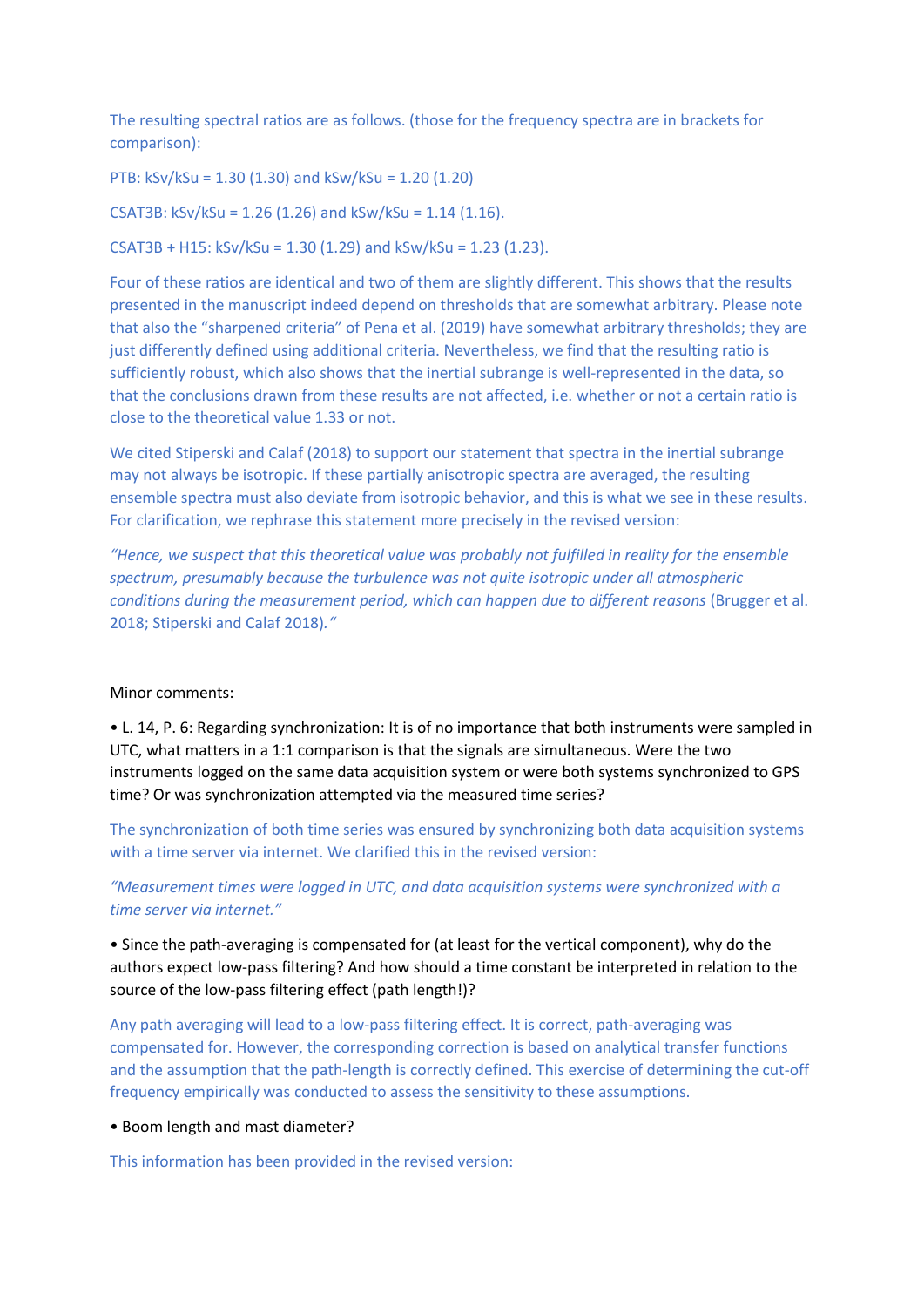The resulting spectral ratios are as follows. (those for the frequency spectra are in brackets for comparison):

PTB: kSv/kSu = 1.30 (1.30) and kSw/kSu = 1.20 (1.20)

CSAT3B: kSv/kSu = 1.26 (1.26) and kSw/kSu = 1.14 (1.16).

CSAT3B + H15: kSv/kSu = 1.30 (1.29) and kSw/kSu = 1.23 (1.23).

Four of these ratios are identical and two of them are slightly different. This shows that the results presented in the manuscript indeed depend on thresholds that are somewhat arbitrary. Please note that also the "sharpened criteria" of Pena et al. (2019) have somewhat arbitrary thresholds; they are just differently defined using additional criteria. Nevertheless, we find that the resulting ratio is sufficiently robust, which also shows that the inertial subrange is well-represented in the data, so that the conclusions drawn from these results are not affected, i.e. whether or not a certain ratio is close to the theoretical value 1.33 or not.

We cited Stiperski and Calaf (2018) to support our statement that spectra in the inertial subrange may not always be isotropic. If these partially anisotropic spectra are averaged, the resulting ensemble spectra must also deviate from isotropic behavior, and this is what we see in these results. For clarification, we rephrase this statement more precisely in the revised version:

*"Hence, we suspect that this theoretical value was probably not fulfilled in reality for the ensemble spectrum, presumably because the turbulence was not quite isotropic under all atmospheric conditions during the measurement period, which can happen due to different reasons* (Brugger et al. 2018; Stiperski and Calaf 2018)*."*

Minor comments:

- L. 14, P. 6: Regarding synchronization: It is of no importance that both instruments were sampled in UTC, what matters in a 1:1 comparison is that the signals are simultaneous. Were the two instruments logged on the same data acquisition system or were both systems synchronized to GPS time? Or was synchronization attempted via the measured time series?

The synchronization of both time series was ensured by synchronizing both data acquisition systems with a time server via internet. We clarified this in the revised version:

*"Measurement times were logged in UTC, and data acquisition systems were synchronized with a time server via internet."*

- Since the path-averaging is compensated for (at least for the vertical component), why do the authors expect low-pass filtering? And how should a time constant be interpreted in relation to the source of the low-pass filtering effect (path length!)?

Any path averaging will lead to a low-pass filtering effect. It is correct, path-averaging was compensated for. However, the corresponding correction is based on analytical transfer functions and the assumption that the path-length is correctly defined. This exercise of determining the cut-off frequency empirically was conducted to assess the sensitivity to these assumptions.

- Boom length and mast diameter?

This information has been provided in the revised version: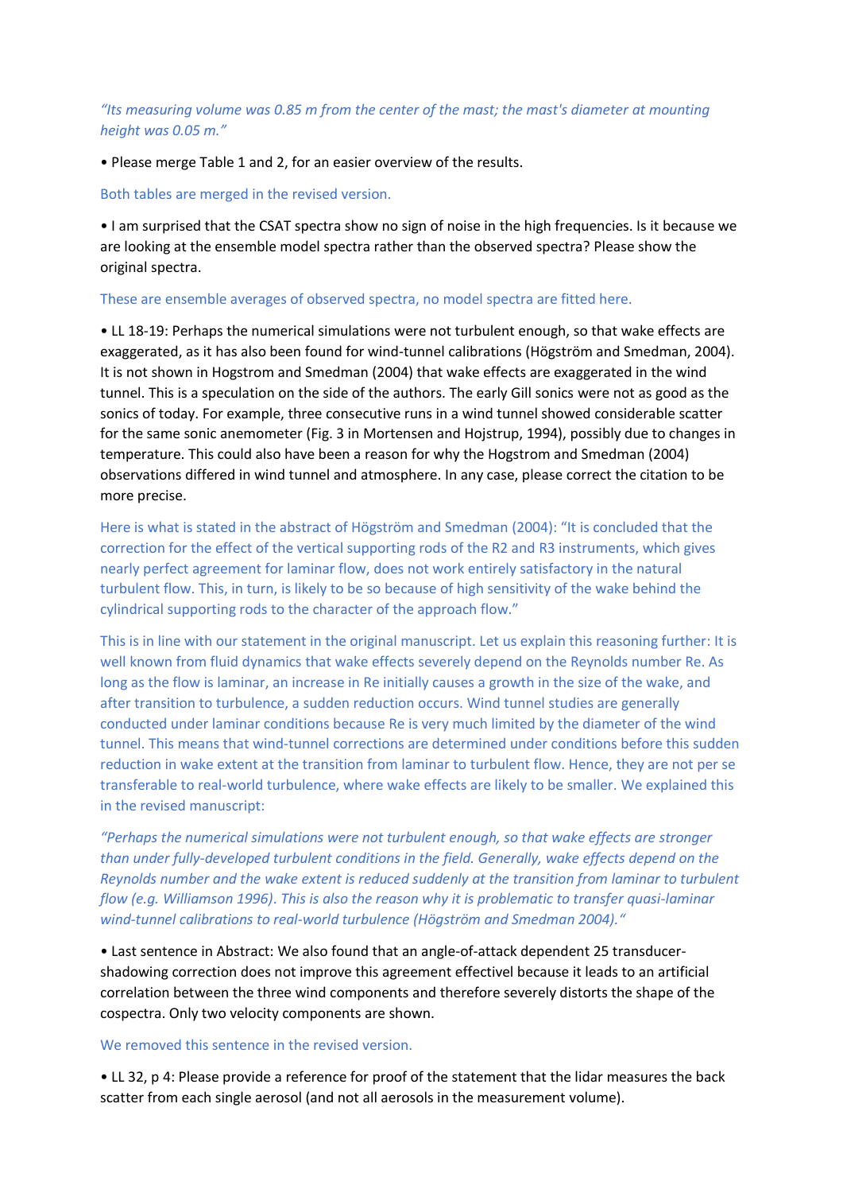*"Its measuring volume was 0.85 m from the center of the mast; the mast's diameter at mounting height was 0.05 m."*

- Please merge Table 1 and 2, for an easier overview of the results.

Both tables are merged in the revised version.

- I am surprised that the CSAT spectra show no sign of noise in the high frequencies. Is it because we are looking at the ensemble model spectra rather than the observed spectra? Please show the original spectra.

These are ensemble averages of observed spectra, no model spectra are fitted here.

- LL 18-19: Perhaps the numerical simulations were not turbulent enough, so that wake effects are exaggerated, as it has also been found for wind-tunnel calibrations (Högström and Smedman, 2004). It is not shown in Hogstrom and Smedman (2004) that wake effects are exaggerated in the wind tunnel. This is a speculation on the side of the authors. The early Gill sonics were not as good as the sonics of today. For example, three consecutive runs in a wind tunnel showed considerable scatter for the same sonic anemometer (Fig. 3 in Mortensen and Hojstrup, 1994), possibly due to changes in temperature. This could also have been a reason for why the Hogstrom and Smedman (2004) observations differed in wind tunnel and atmosphere. In any case, please correct the citation to be more precise.

Here is what is stated in the abstract of Högström and Smedman (2004): "It is concluded that the correction for the effect of the vertical supporting rods of the R2 and R3 instruments, which gives nearly perfect agreement for laminar flow, does not work entirely satisfactory in the natural turbulent flow. This, in turn, is likely to be so because of high sensitivity of the wake behind the cylindrical supporting rods to the character of the approach flow."

This is in line with our statement in the original manuscript. Let us explain this reasoning further: It is well known from fluid dynamics that wake effects severely depend on the Reynolds number Re. As long as the flow is laminar, an increase in Re initially causes a growth in the size of the wake, and after transition to turbulence, a sudden reduction occurs. Wind tunnel studies are generally conducted under laminar conditions because Re is very much limited by the diameter of the wind tunnel. This means that wind-tunnel corrections are determined under conditions before this sudden reduction in wake extent at the transition from laminar to turbulent flow. Hence, they are not per se transferable to real-world turbulence, where wake effects are likely to be smaller. We explained this in the revised manuscript:

*"Perhaps the numerical simulations were not turbulent enough, so that wake effects are stronger than under fully-developed turbulent conditions in the field. Generally, wake effects depend on the Reynolds number and the wake extent is reduced suddenly at the transition from laminar to turbulent flow (e.g. Williamson 1996). This is also the reason why it is problematic to transfer quasi-laminar wind-tunnel calibrations to real-world turbulence (Högström and Smedman 2004)."*

- Last sentence in Abstract: We also found that an angle-of-attack dependent 25 transducer-shadowing correction does not improve this agreement effectivel because it leads to an artificial correlation between the three wind components and therefore severely distorts the shape of the cospectra. Only two velocity components are shown.

We removed this sentence in the revised version.

- LL 32, p 4: Please provide a reference for proof of the statement that the lidar measures the back scatter from each single aerosol (and not all aerosols in the measurement volume).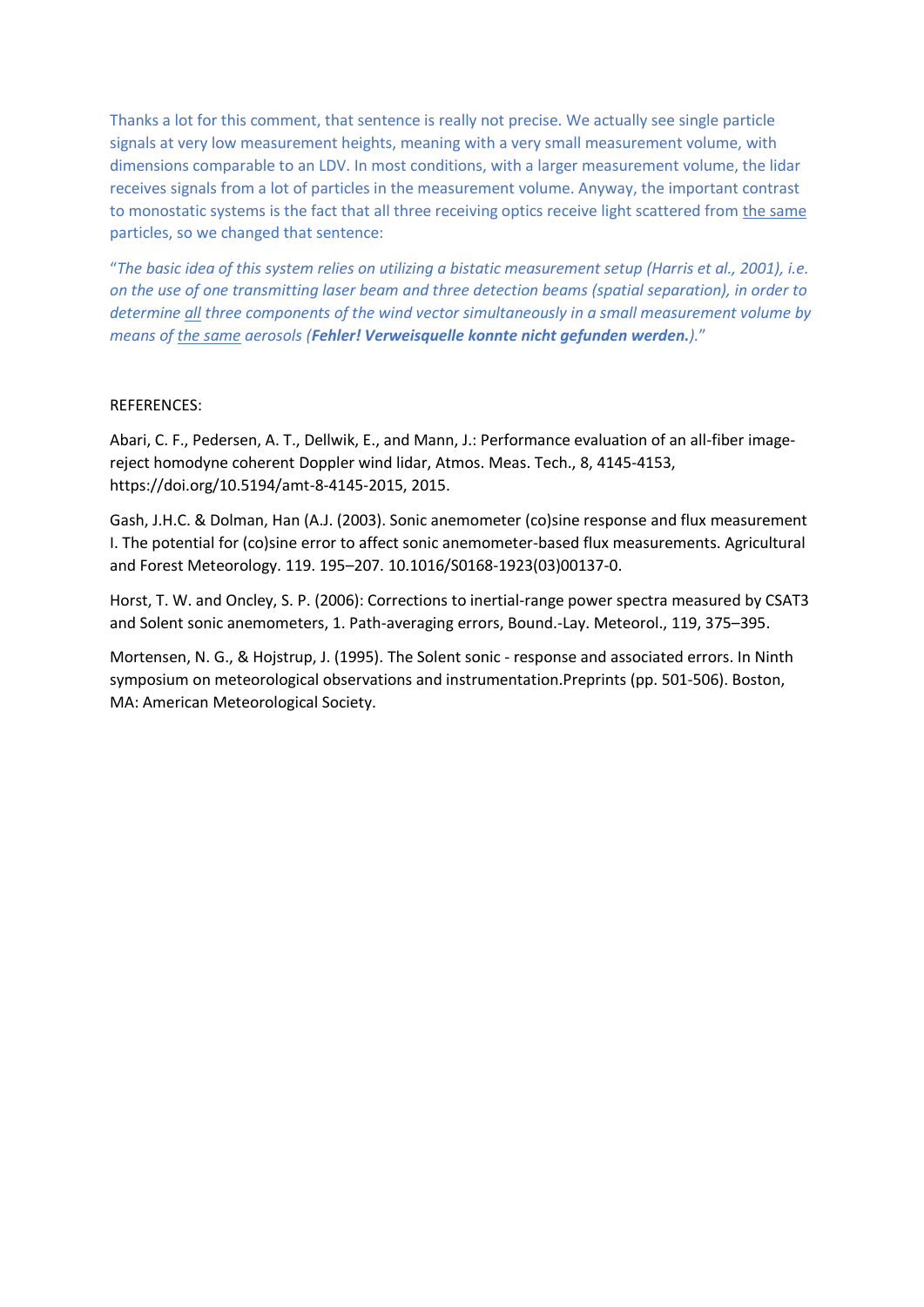Thanks a lot for this comment, that sentence is really not precise. We actually see single particle signals at very low measurement heights, meaning with a very small measurement volume, with dimensions comparable to an LDV. In most conditions, with a larger measurement volume, the lidar receives signals from a lot of particles in the measurement volume. Anyway, the important contrast to monostatic systems is the fact that all three receiving optics receive light scattered from <u>the same</u> particles, so we changed that sentence:

*"The basic idea of this system relies on utilizing a bistatic measurement setup (Harris et al., 2001), i.e. on the use of one transmitting laser beam and three detection beams (spatial separation), in order to determine <u>all</u> three components of the wind vector simultaneously in a small measurement volume by means of <u>the same</u> aerosols (**Fehler! Verweisquelle konnte nicht gefunden werden.**)."*

REFERENCES:

Abari, C. F., Pedersen, A. T., Dellwik, E., and Mann, J.: Performance evaluation of an all-fiber image-reject homodyne coherent Doppler wind lidar, Atmos. Meas. Tech., 8, 4145-4153, https://doi.org/10.5194/amt-8-4145-2015, 2015.

Gash, J.H.C. & Dolman, Han (A.J. (2003). Sonic anemometer (co)sine response and flux measurement I. The potential for (co)sine error to affect sonic anemometer-based flux measurements. Agricultural and Forest Meteorology. 119. 195–207. 10.1016/S0168-1923(03)00137-0.

Horst, T. W. and Oncley, S. P. (2006): Corrections to inertial-range power spectra measured by CSAT3 and Solent sonic anemometers, 1. Path-averaging errors, Bound.-Lay. Meteorol., 119, 375–395.

Mortensen, N. G., & Hojstrup, J. (1995). The Solent sonic - response and associated errors. In Ninth symposium on meteorological observations and instrumentation.Preprints (pp. 501-506). Boston, MA: American Meteorological Society.